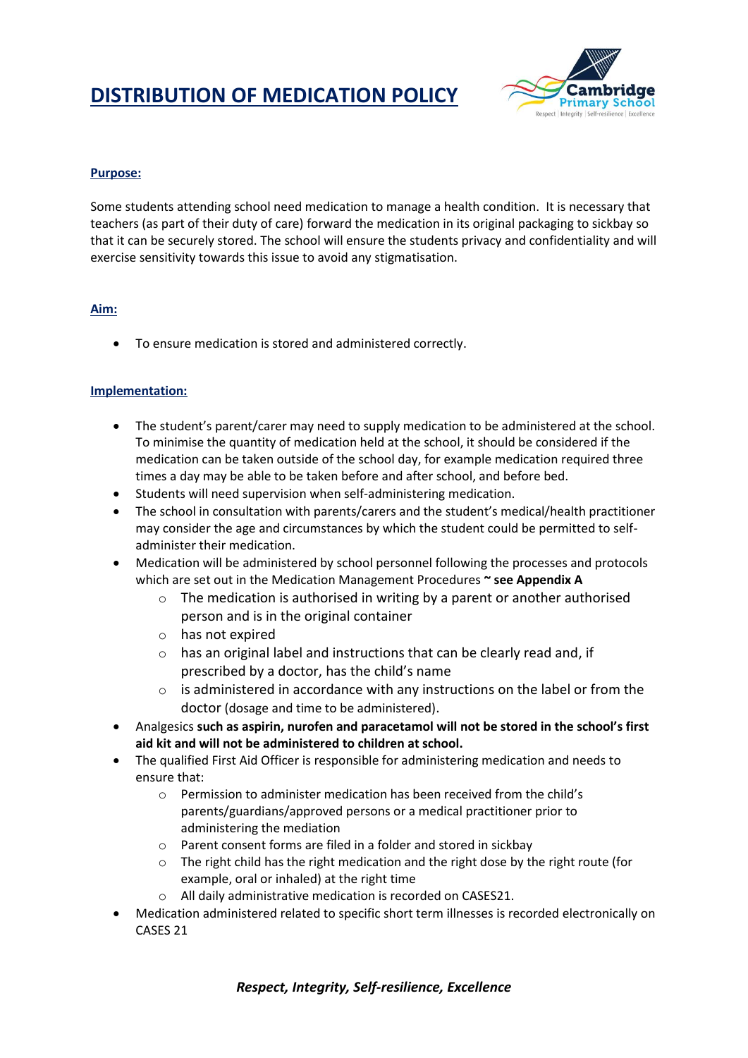# DISTRIBUTION OF MEDICATION POLICY

## Purpose:

Some students attending school need medication to manage a health condition. It is necessary that teachers (as part of their duty of care) forward the medication in its original packaging to sickbay so that it can be securely stored. The school will ensure the students privacy and confidentiality and will exercise sensitivity towards this issue to avoid any stigmatisation.

## Aim:

- To ensure medication is stored and administered correctly.

## Implementation:

- The student's parent/carer may need to supply medication to be administered at the school. To minimise the quantity of medication held at the school, it should be considered if the medication can be taken outside of the school day, for example medication required three times a day may be able to be taken before and after school, and before bed.
- Students will need supervision when self-administering medication.
- The school in consultation with parents/carers and the student's medical/health practitioner may consider the age and circumstances by which the student could be permitted to self-administer their medication.
- Medication will be administered by school personnel following the processes and protocols which are set out in the Medication Management Procedures **~ see Appendix A**
    - The medication is authorised in writing by a parent or another authorised person and is in the original container
    - has not expired
    - has an original label and instructions that can be clearly read and, if prescribed by a doctor, has the child's name
    - is administered in accordance with any instructions on the label or from the doctor (dosage and time to be administered).
- Analgesics **such as aspirin, nurofen and paracetamol will not be stored in the school's first aid kit and will not be administered to children at school.**
- The qualified First Aid Officer is responsible for administering medication and needs to ensure that:
    - Permission to administer medication has been received from the child's parents/guardians/approved persons or a medical practitioner prior to administering the mediation
    - Parent consent forms are filed in a folder and stored in sickbay
    - The right child has the right medication and the right dose by the right route (for example, oral or inhaled) at the right time
    - All daily administrative medication is recorded on CASES21.
- Medication administered related to specific short term illnesses is recorded electronically on CASES 21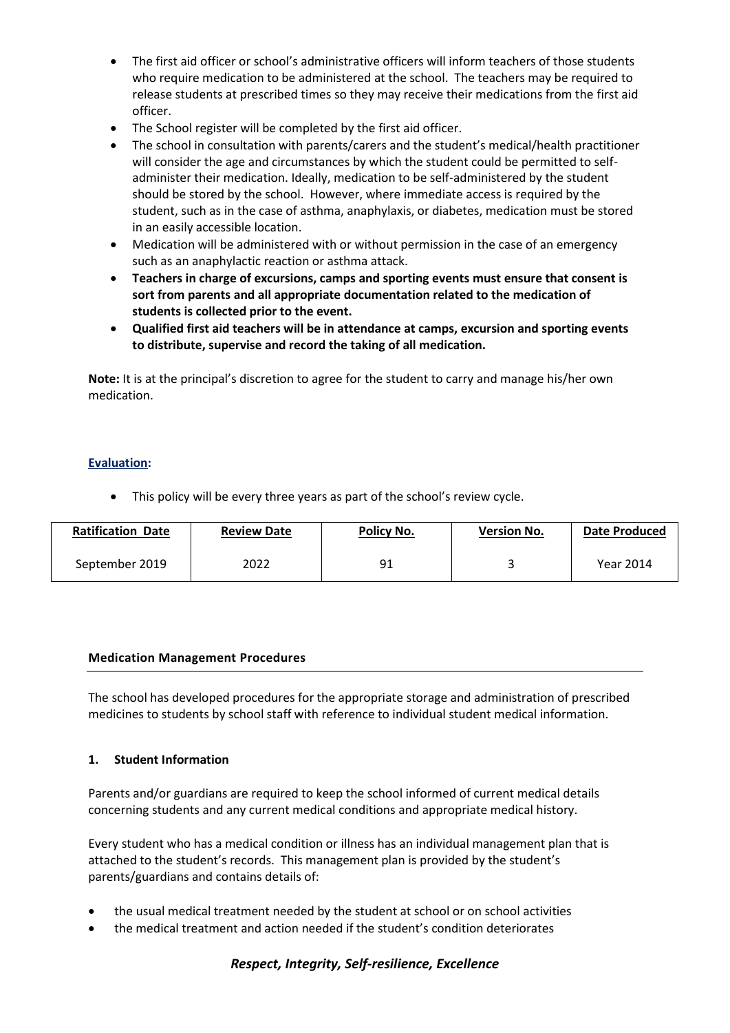- The first aid officer or school's administrative officers will inform teachers of those students who require medication to be administered at the school. The teachers may be required to release students at prescribed times so they may receive their medications from the first aid officer.
- The School register will be completed by the first aid officer.
- The school in consultation with parents/carers and the student's medical/health practitioner will consider the age and circumstances by which the student could be permitted to self-administer their medication. Ideally, medication to be self-administered by the student should be stored by the school. However, where immediate access is required by the student, such as in the case of asthma, anaphylaxis, or diabetes, medication must be stored in an easily accessible location.
- Medication will be administered with or without permission in the case of an emergency such as an anaphylactic reaction or asthma attack.
- **Teachers in charge of excursions, camps and sporting events must ensure that consent is sort from parents and all appropriate documentation related to the medication of students is collected prior to the event.**
- **Qualified first aid teachers will be in attendance at camps, excursion and sporting events to distribute, supervise and record the taking of all medication.**

**Note:** It is at the principal's discretion to agree for the student to carry and manage his/her own medication.

**Evaluation:**

- This policy will be every three years as part of the school's review cycle.

| Ratification Date | Review Date | Policy No. | Version No. | Date Produced |
|---|---|---|---|---|
| September 2019 | 2022 | 91 | 3 | Year 2014 |

## Medication Management Procedures

The school has developed procedures for the appropriate storage and administration of prescribed medicines to students by school staff with reference to individual student medical information.

### 1. Student Information

Parents and/or guardians are required to keep the school informed of current medical details concerning students and any current medical conditions and appropriate medical history.

Every student who has a medical condition or illness has an individual management plan that is attached to the student's records. This management plan is provided by the student's parents/guardians and contains details of:

- the usual medical treatment needed by the student at school or on school activities
- the medical treatment and action needed if the student's condition deteriorates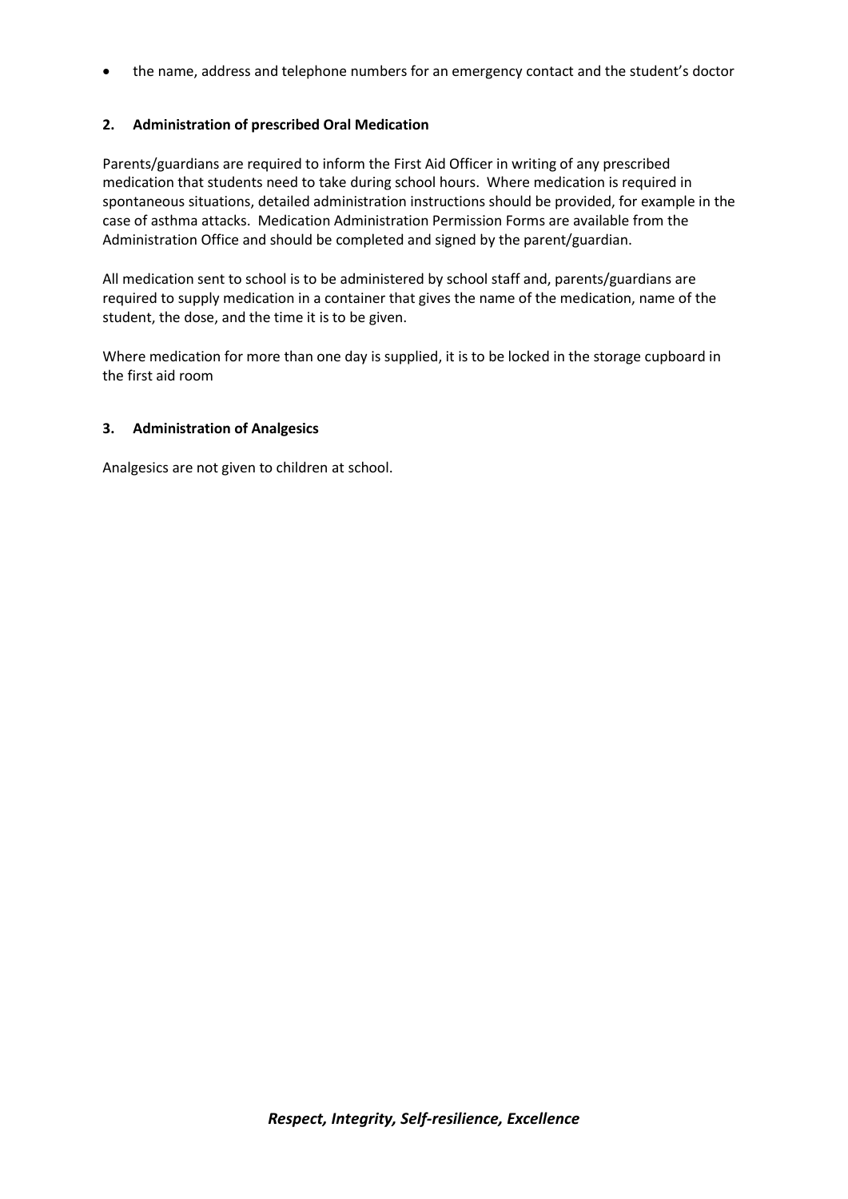- the name, address and telephone numbers for an emergency contact and the student's doctor

### 2. Administration of prescribed Oral Medication

Parents/guardians are required to inform the First Aid Officer in writing of any prescribed medication that students need to take during school hours. Where medication is required in spontaneous situations, detailed administration instructions should be provided, for example in the case of asthma attacks. Medication Administration Permission Forms are available from the Administration Office and should be completed and signed by the parent/guardian.

All medication sent to school is to be administered by school staff and, parents/guardians are required to supply medication in a container that gives the name of the medication, name of the student, the dose, and the time it is to be given.

Where medication for more than one day is supplied, it is to be locked in the storage cupboard in the first aid room

### 3. Administration of Analgesics

Analgesics are not given to children at school.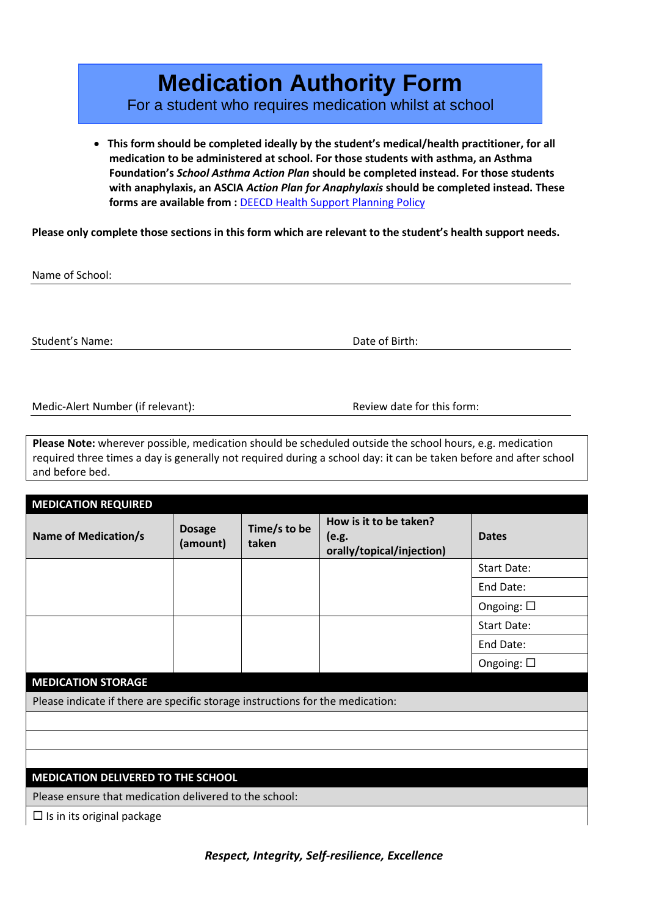# Medication Authority Form

For a student who requires medication whilst at school

- **This form should be completed ideally by the student's medical/health practitioner, for all medication to be administered at school. For those students with asthma, an Asthma Foundation's *School Asthma Action Plan* should be completed instead. For those students with anaphylaxis, an ASCIA *Action Plan for Anaphylaxis* should be completed instead. These forms are available from :** [DEECD Health Support Planning Policy]

**Please only complete those sections in this form which are relevant to the student's health support needs.**

Name of School: ______________________________

Student's Name: ______________________________ Date of Birth: ______________________________

Medic-Alert Number (if relevant): ______________________________ Review date for this form: ______________________________

**Please Note:** wherever possible, medication should be scheduled outside the school hours, e.g. medication required three times a day is generally not required during a school day: it can be taken before and after school and before bed.

| **MEDICATION REQUIRED** | | | | |
|---|---|---|---|---|
| **Name of Medication/s** | **Dosage (amount)** | **Time/s to be taken** | **How is it to be taken? (e.g. orally/topical/injection)** | **Dates** |
| | | | | Start Date: |
| | | | | End Date: |
| | | | | Ongoing: ☐ |
| | | | | Start Date: |
| | | | | End Date: |
| | | | | Ongoing: ☐ |

| **MEDICATION STORAGE** |
|---|
| Please indicate if there are specific storage instructions for the medication: |
| |
| |
| |

| **MEDICATION DELIVERED TO THE SCHOOL** |
|---|
| Please ensure that medication delivered to the school: |
| ☐ Is in its original package |

***Respect, Integrity, Self-resilience, Excellence***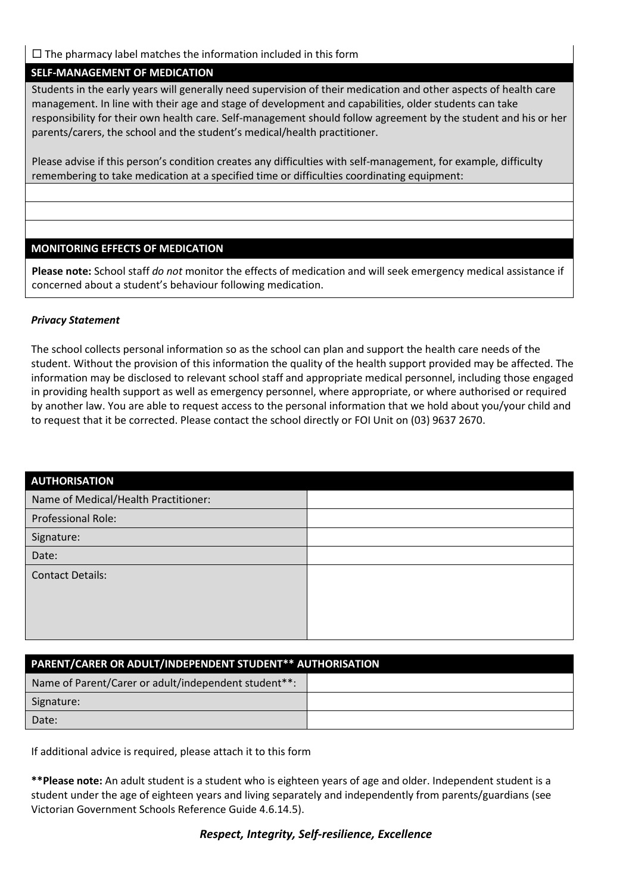☐ The pharmacy label matches the information included in this form

**SELF-MANAGEMENT OF MEDICATION**

Students in the early years will generally need supervision of their medication and other aspects of health care management. In line with their age and stage of development and capabilities, older students can take responsibility for their own health care. Self-management should follow agreement by the student and his or her parents/carers, the school and the student's medical/health practitioner.

Please advise if this person's condition creates any difficulties with self-management, for example, difficulty remembering to take medication at a specified time or difficulties coordinating equipment:

| |
|---|
| |
| |
| |

**MONITORING EFFECTS OF MEDICATION**

**Please note:** School staff *do not* monitor the effects of medication and will seek emergency medical assistance if concerned about a student's behaviour following medication.

***Privacy Statement***

The school collects personal information so as the school can plan and support the health care needs of the student. Without the provision of this information the quality of the health support provided may be affected. The information may be disclosed to relevant school staff and appropriate medical personnel, including those engaged in providing health support as well as emergency personnel, where appropriate, or where authorised or required by another law. You are able to request access to the personal information that we hold about you/your child and to request that it be corrected. Please contact the school directly or FOI Unit on (03) 9637 2670.

| AUTHORISATION | |
|---|---|
| Name of Medical/Health Practitioner: | |
| Professional Role: | |
| Signature: | |
| Date: | |
| Contact Details: | |

| PARENT/CARER OR ADULT/INDEPENDENT STUDENT** AUTHORISATION | |
|---|---|
| Name of Parent/Carer or adult/independent student**: | |
| Signature: | |
| Date: | |

If additional advice is required, please attach it to this form

****Please note:** An adult student is a student who is eighteen years of age and older. Independent student is a student under the age of eighteen years and living separately and independently from parents/guardians (see Victorian Government Schools Reference Guide 4.6.14.5).

***Respect, Integrity, Self-resilience, Excellence***